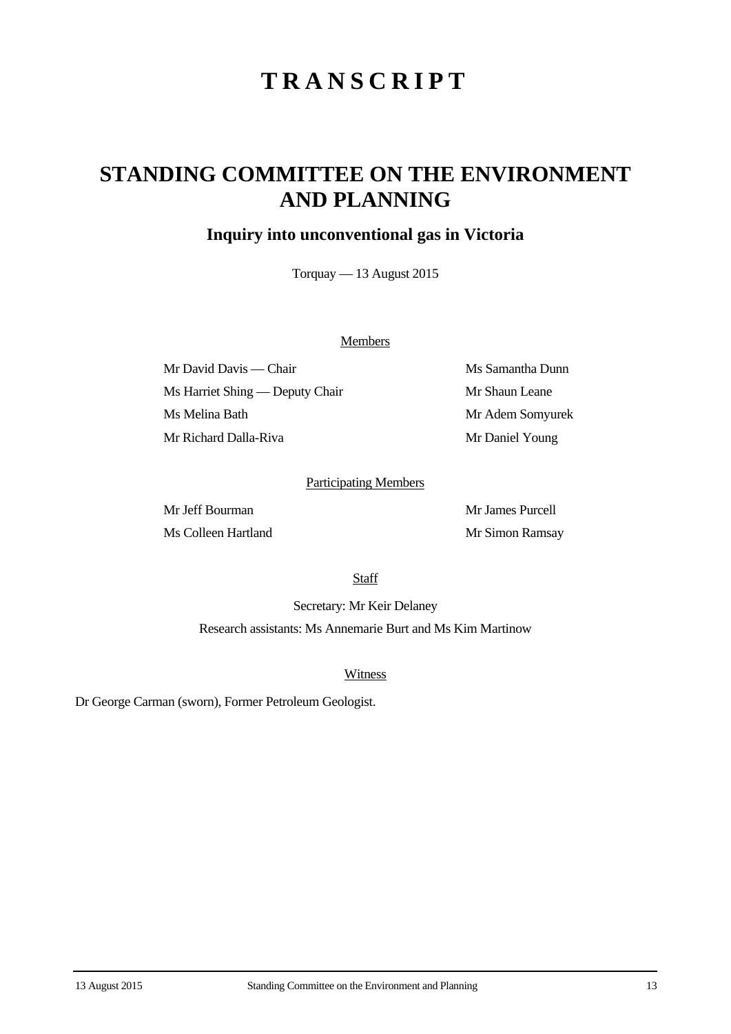# TRANSCRIPT

## STANDING COMMITTEE ON THE ENVIRONMENT AND PLANNING

### Inquiry into unconventional gas in Victoria

Torquay — 13 August 2015

Members

Mr David Davis — Chair

Ms Harriet Shing — Deputy Chair

Ms Melina Bath

Mr Richard Dalla-Riva

Ms Samantha Dunn

Mr Shaun Leane

Mr Adem Somyurek

Mr Daniel Young

Participating Members

Mr Jeff Bourman

Ms Colleen Hartland

Mr James Purcell

Mr Simon Ramsay

Staff

Secretary: Mr Keir Delaney

Research assistants: Ms Annemarie Burt and Ms Kim Martinow

Witness

Dr George Carman (sworn), Former Petroleum Geologist.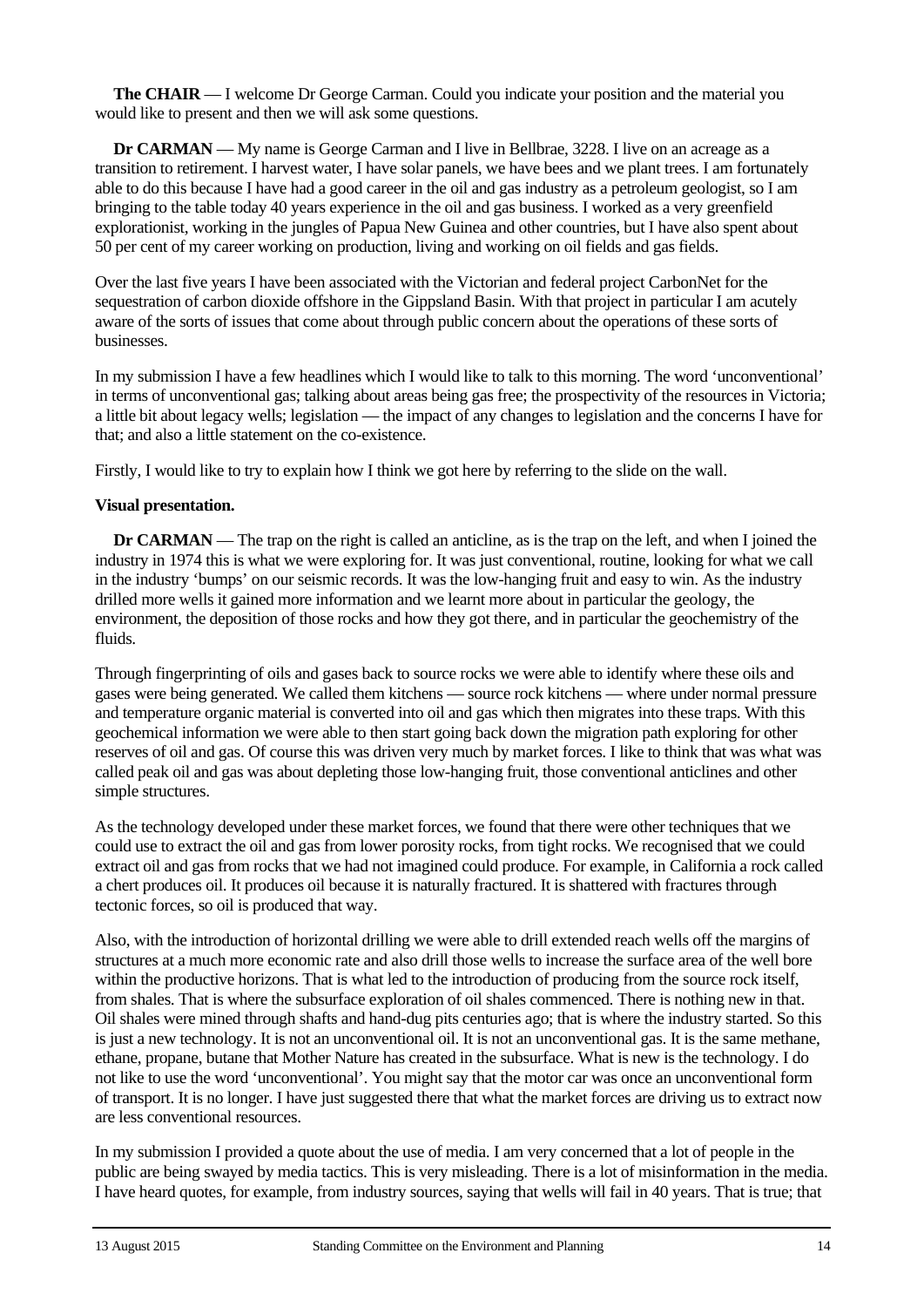**The CHAIR** — I welcome Dr George Carman. Could you indicate your position and the material you would like to present and then we will ask some questions.

**Dr CARMAN** — My name is George Carman and I live in Bellbrae, 3228. I live on an acreage as a transition to retirement. I harvest water, I have solar panels, we have bees and we plant trees. I am fortunately able to do this because I have had a good career in the oil and gas industry as a petroleum geologist, so I am bringing to the table today 40 years experience in the oil and gas business. I worked as a very greenfield explorationist, working in the jungles of Papua New Guinea and other countries, but I have also spent about 50 per cent of my career working on production, living and working on oil fields and gas fields.

Over the last five years I have been associated with the Victorian and federal project CarbonNet for the sequestration of carbon dioxide offshore in the Gippsland Basin. With that project in particular I am acutely aware of the sorts of issues that come about through public concern about the operations of these sorts of businesses.

In my submission I have a few headlines which I would like to talk to this morning. The word 'unconventional' in terms of unconventional gas; talking about areas being gas free; the prospectivity of the resources in Victoria; a little bit about legacy wells; legislation — the impact of any changes to legislation and the concerns I have for that; and also a little statement on the co-existence.

Firstly, I would like to try to explain how I think we got here by referring to the slide on the wall.

**Visual presentation.**

**Dr CARMAN** — The trap on the right is called an anticline, as is the trap on the left, and when I joined the industry in 1974 this is what we were exploring for. It was just conventional, routine, looking for what we call in the industry 'bumps' on our seismic records. It was the low-hanging fruit and easy to win. As the industry drilled more wells it gained more information and we learnt more about in particular the geology, the environment, the deposition of those rocks and how they got there, and in particular the geochemistry of the fluids.

Through fingerprinting of oils and gases back to source rocks we were able to identify where these oils and gases were being generated. We called them kitchens — source rock kitchens — where under normal pressure and temperature organic material is converted into oil and gas which then migrates into these traps. With this geochemical information we were able to then start going back down the migration path exploring for other reserves of oil and gas. Of course this was driven very much by market forces. I like to think that was what was called peak oil and gas was about depleting those low-hanging fruit, those conventional anticlines and other simple structures.

As the technology developed under these market forces, we found that there were other techniques that we could use to extract the oil and gas from lower porosity rocks, from tight rocks. We recognised that we could extract oil and gas from rocks that we had not imagined could produce. For example, in California a rock called a chert produces oil. It produces oil because it is naturally fractured. It is shattered with fractures through tectonic forces, so oil is produced that way.

Also, with the introduction of horizontal drilling we were able to drill extended reach wells off the margins of structures at a much more economic rate and also drill those wells to increase the surface area of the well bore within the productive horizons. That is what led to the introduction of producing from the source rock itself, from shales. That is where the subsurface exploration of oil shales commenced. There is nothing new in that. Oil shales were mined through shafts and hand-dug pits centuries ago; that is where the industry started. So this is just a new technology. It is not an unconventional oil. It is not an unconventional gas. It is the same methane, ethane, propane, butane that Mother Nature has created in the subsurface. What is new is the technology. I do not like to use the word 'unconventional'. You might say that the motor car was once an unconventional form of transport. It is no longer. I have just suggested there that what the market forces are driving us to extract now are less conventional resources.

In my submission I provided a quote about the use of media. I am very concerned that a lot of people in the public are being swayed by media tactics. This is very misleading. There is a lot of misinformation in the media. I have heard quotes, for example, from industry sources, saying that wells will fail in 40 years. That is true; that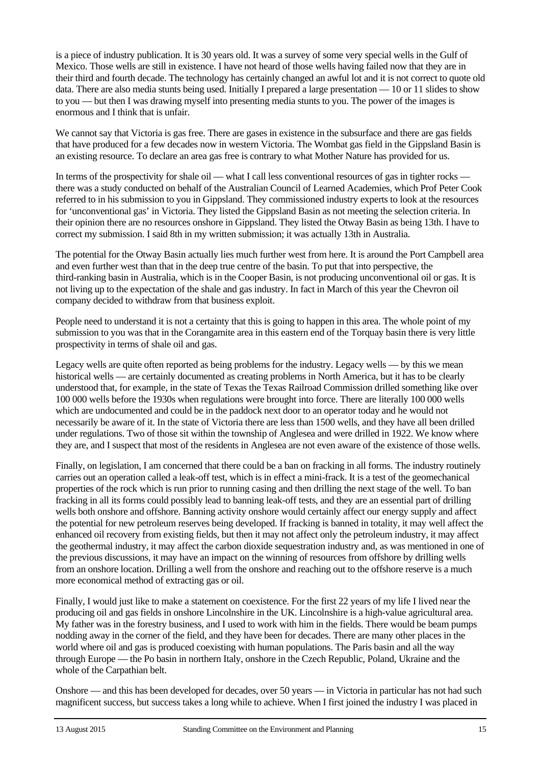is a piece of industry publication. It is 30 years old. It was a survey of some very special wells in the Gulf of Mexico. Those wells are still in existence. I have not heard of those wells having failed now that they are in their third and fourth decade. The technology has certainly changed an awful lot and it is not correct to quote old data. There are also media stunts being used. Initially I prepared a large presentation — 10 or 11 slides to show to you — but then I was drawing myself into presenting media stunts to you. The power of the images is enormous and I think that is unfair.

We cannot say that Victoria is gas free. There are gases in existence in the subsurface and there are gas fields that have produced for a few decades now in western Victoria. The Wombat gas field in the Gippsland Basin is an existing resource. To declare an area gas free is contrary to what Mother Nature has provided for us.

In terms of the prospectivity for shale oil — what I call less conventional resources of gas in tighter rocks — there was a study conducted on behalf of the Australian Council of Learned Academies, which Prof Peter Cook referred to in his submission to you in Gippsland. They commissioned industry experts to look at the resources for 'unconventional gas' in Victoria. They listed the Gippsland Basin as not meeting the selection criteria. In their opinion there are no resources onshore in Gippsland. They listed the Otway Basin as being 13th. I have to correct my submission. I said 8th in my written submission; it was actually 13th in Australia.

The potential for the Otway Basin actually lies much further west from here. It is around the Port Campbell area and even further west than that in the deep true centre of the basin. To put that into perspective, the third-ranking basin in Australia, which is in the Cooper Basin, is not producing unconventional oil or gas. It is not living up to the expectation of the shale and gas industry. In fact in March of this year the Chevron oil company decided to withdraw from that business exploit.

People need to understand it is not a certainty that this is going to happen in this area. The whole point of my submission to you was that in the Corangamite area in this eastern end of the Torquay basin there is very little prospectivity in terms of shale oil and gas.

Legacy wells are quite often reported as being problems for the industry. Legacy wells — by this we mean historical wells — are certainly documented as creating problems in North America, but it has to be clearly understood that, for example, in the state of Texas the Texas Railroad Commission drilled something like over 100 000 wells before the 1930s when regulations were brought into force. There are literally 100 000 wells which are undocumented and could be in the paddock next door to an operator today and he would not necessarily be aware of it. In the state of Victoria there are less than 1500 wells, and they have all been drilled under regulations. Two of those sit within the township of Anglesea and were drilled in 1922. We know where they are, and I suspect that most of the residents in Anglesea are not even aware of the existence of those wells.

Finally, on legislation, I am concerned that there could be a ban on fracking in all forms. The industry routinely carries out an operation called a leak-off test, which is in effect a mini-frack. It is a test of the geomechanical properties of the rock which is run prior to running casing and then drilling the next stage of the well. To ban fracking in all its forms could possibly lead to banning leak-off tests, and they are an essential part of drilling wells both onshore and offshore. Banning activity onshore would certainly affect our energy supply and affect the potential for new petroleum reserves being developed. If fracking is banned in totality, it may well affect the enhanced oil recovery from existing fields, but then it may not affect only the petroleum industry, it may affect the geothermal industry, it may affect the carbon dioxide sequestration industry and, as was mentioned in one of the previous discussions, it may have an impact on the winning of resources from offshore by drilling wells from an onshore location. Drilling a well from the onshore and reaching out to the offshore reserve is a much more economical method of extracting gas or oil.

Finally, I would just like to make a statement on coexistence. For the first 22 years of my life I lived near the producing oil and gas fields in onshore Lincolnshire in the UK. Lincolnshire is a high-value agricultural area. My father was in the forestry business, and I used to work with him in the fields. There would be beam pumps nodding away in the corner of the field, and they have been for decades. There are many other places in the world where oil and gas is produced coexisting with human populations. The Paris basin and all the way through Europe — the Po basin in northern Italy, onshore in the Czech Republic, Poland, Ukraine and the whole of the Carpathian belt.

Onshore — and this has been developed for decades, over 50 years — in Victoria in particular has not had such magnificent success, but success takes a long while to achieve. When I first joined the industry I was placed in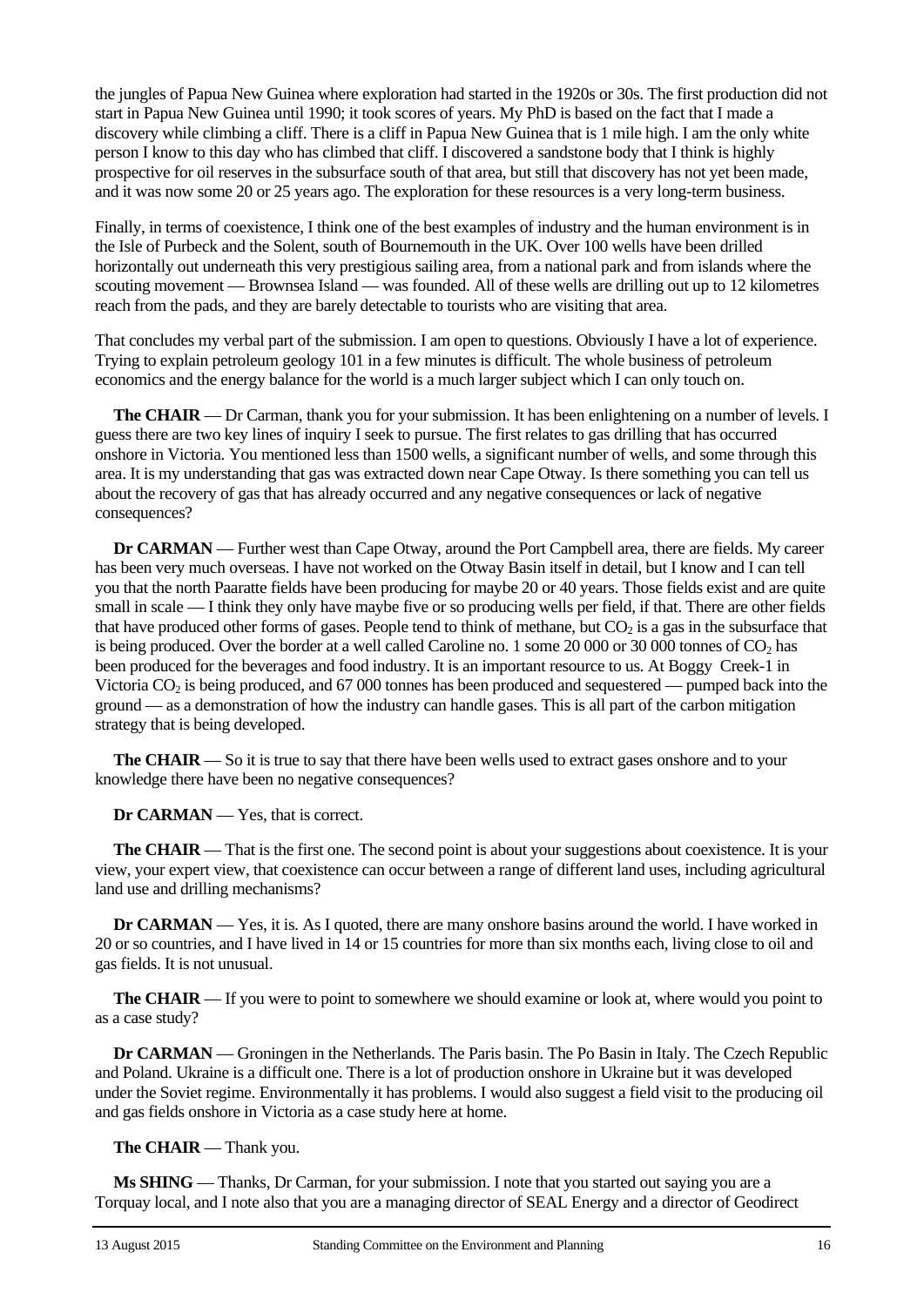the jungles of Papua New Guinea where exploration had started in the 1920s or 30s. The first production did not start in Papua New Guinea until 1990; it took scores of years. My PhD is based on the fact that I made a discovery while climbing a cliff. There is a cliff in Papua New Guinea that is 1 mile high. I am the only white person I know to this day who has climbed that cliff. I discovered a sandstone body that I think is highly prospective for oil reserves in the subsurface south of that area, but still that discovery has not yet been made, and it was now some 20 or 25 years ago. The exploration for these resources is a very long-term business.

Finally, in terms of coexistence, I think one of the best examples of industry and the human environment is in the Isle of Purbeck and the Solent, south of Bournemouth in the UK. Over 100 wells have been drilled horizontally out underneath this very prestigious sailing area, from a national park and from islands where the scouting movement — Brownsea Island — was founded. All of these wells are drilling out up to 12 kilometres reach from the pads, and they are barely detectable to tourists who are visiting that area.

That concludes my verbal part of the submission. I am open to questions. Obviously I have a lot of experience. Trying to explain petroleum geology 101 in a few minutes is difficult. The whole business of petroleum economics and the energy balance for the world is a much larger subject which I can only touch on.

**The CHAIR** — Dr Carman, thank you for your submission. It has been enlightening on a number of levels. I guess there are two key lines of inquiry I seek to pursue. The first relates to gas drilling that has occurred onshore in Victoria. You mentioned less than 1500 wells, a significant number of wells, and some through this area. It is my understanding that gas was extracted down near Cape Otway. Is there something you can tell us about the recovery of gas that has already occurred and any negative consequences or lack of negative consequences?

**Dr CARMAN** — Further west than Cape Otway, around the Port Campbell area, there are fields. My career has been very much overseas. I have not worked on the Otway Basin itself in detail, but I know and I can tell you that the north Paaratte fields have been producing for maybe 20 or 40 years. Those fields exist and are quite small in scale — I think they only have maybe five or so producing wells per field, if that. There are other fields that have produced other forms of gases. People tend to think of methane, but $CO_2$ is a gas in the subsurface that is being produced. Over the border at a well called Caroline no. 1 some 20 000 or 30 000 tonnes of $CO_2$ has been produced for the beverages and food industry. It is an important resource to us. At Boggy Creek-1 in Victoria $CO_2$ is being produced, and 67 000 tonnes has been produced and sequestered — pumped back into the ground — as a demonstration of how the industry can handle gases. This is all part of the carbon mitigation strategy that is being developed.

**The CHAIR** — So it is true to say that there have been wells used to extract gases onshore and to your knowledge there have been no negative consequences?

**Dr CARMAN** — Yes, that is correct.

**The CHAIR** — That is the first one. The second point is about your suggestions about coexistence. It is your view, your expert view, that coexistence can occur between a range of different land uses, including agricultural land use and drilling mechanisms?

**Dr CARMAN** — Yes, it is. As I quoted, there are many onshore basins around the world. I have worked in 20 or so countries, and I have lived in 14 or 15 countries for more than six months each, living close to oil and gas fields. It is not unusual.

**The CHAIR** — If you were to point to somewhere we should examine or look at, where would you point to as a case study?

**Dr CARMAN** — Groningen in the Netherlands. The Paris basin. The Po Basin in Italy. The Czech Republic and Poland. Ukraine is a difficult one. There is a lot of production onshore in Ukraine but it was developed under the Soviet regime. Environmentally it has problems. I would also suggest a field visit to the producing oil and gas fields onshore in Victoria as a case study here at home.

**The CHAIR** — Thank you.

**Ms SHING** — Thanks, Dr Carman, for your submission. I note that you started out saying you are a Torquay local, and I note also that you are a managing director of SEAL Energy and a director of Geodirect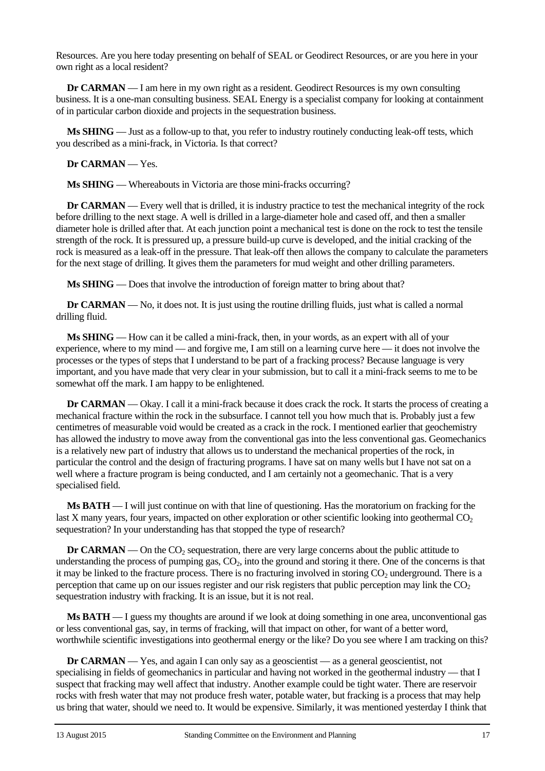Resources. Are you here today presenting on behalf of SEAL or Geodirect Resources, or are you here in your own right as a local resident?

**Dr CARMAN** — I am here in my own right as a resident. Geodirect Resources is my own consulting business. It is a one-man consulting business. SEAL Energy is a specialist company for looking at containment of in particular carbon dioxide and projects in the sequestration business.

**Ms SHING** — Just as a follow-up to that, you refer to industry routinely conducting leak-off tests, which you described as a mini-frack, in Victoria. Is that correct?

**Dr CARMAN** — Yes.

**Ms SHING** — Whereabouts in Victoria are those mini-fracks occurring?

**Dr CARMAN** — Every well that is drilled, it is industry practice to test the mechanical integrity of the rock before drilling to the next stage. A well is drilled in a large-diameter hole and cased off, and then a smaller diameter hole is drilled after that. At each junction point a mechanical test is done on the rock to test the tensile strength of the rock. It is pressured up, a pressure build-up curve is developed, and the initial cracking of the rock is measured as a leak-off in the pressure. That leak-off then allows the company to calculate the parameters for the next stage of drilling. It gives them the parameters for mud weight and other drilling parameters.

**Ms SHING** — Does that involve the introduction of foreign matter to bring about that?

**Dr CARMAN** — No, it does not. It is just using the routine drilling fluids, just what is called a normal drilling fluid.

**Ms SHING** — How can it be called a mini-frack, then, in your words, as an expert with all of your experience, where to my mind — and forgive me, I am still on a learning curve here — it does not involve the processes or the types of steps that I understand to be part of a fracking process? Because language is very important, and you have made that very clear in your submission, but to call it a mini-frack seems to me to be somewhat off the mark. I am happy to be enlightened.

**Dr CARMAN** — Okay. I call it a mini-frack because it does crack the rock. It starts the process of creating a mechanical fracture within the rock in the subsurface. I cannot tell you how much that is. Probably just a few centimetres of measurable void would be created as a crack in the rock. I mentioned earlier that geochemistry has allowed the industry to move away from the conventional gas into the less conventional gas. Geomechanics is a relatively new part of industry that allows us to understand the mechanical properties of the rock, in particular the control and the design of fracturing programs. I have sat on many wells but I have not sat on a well where a fracture program is being conducted, and I am certainly not a geomechanic. That is a very specialised field.

**Ms BATH** — I will just continue on with that line of questioning. Has the moratorium on fracking for the last X many years, four years, impacted on other exploration or other scientific looking into geothermal $CO_2$ sequestration? In your understanding has that stopped the type of research?

**Dr CARMAN** — On the $CO_2$ sequestration, there are very large concerns about the public attitude to understanding the process of pumping gas, $CO_2$, into the ground and storing it there. One of the concerns is that it may be linked to the fracture process. There is no fracturing involved in storing $CO_2$ underground. There is a perception that came up on our issues register and our risk registers that public perception may link the $CO_2$ sequestration industry with fracking. It is an issue, but it is not real.

**Ms BATH** — I guess my thoughts are around if we look at doing something in one area, unconventional gas or less conventional gas, say, in terms of fracking, will that impact on other, for want of a better word, worthwhile scientific investigations into geothermal energy or the like? Do you see where I am tracking on this?

**Dr CARMAN** — Yes, and again I can only say as a geoscientist — as a general geoscientist, not specialising in fields of geomechanics in particular and having not worked in the geothermal industry — that I suspect that fracking may well affect that industry. Another example could be tight water. There are reservoir rocks with fresh water that may not produce fresh water, potable water, but fracking is a process that may help us bring that water, should we need to. It would be expensive. Similarly, it was mentioned yesterday I think that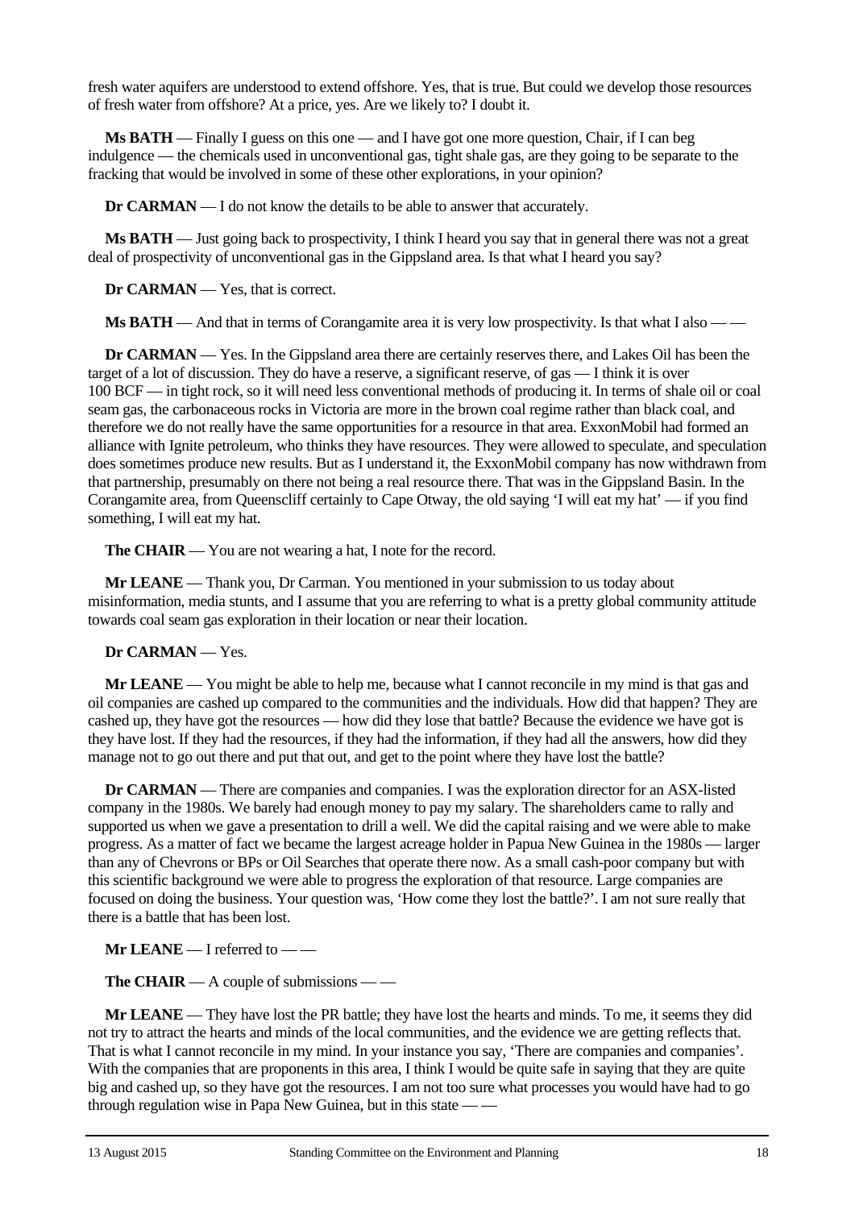fresh water aquifers are understood to extend offshore. Yes, that is true. But could we develop those resources of fresh water from offshore? At a price, yes. Are we likely to? I doubt it.

**Ms BATH** — Finally I guess on this one — and I have got one more question, Chair, if I can beg indulgence — the chemicals used in unconventional gas, tight shale gas, are they going to be separate to the fracking that would be involved in some of these other explorations, in your opinion?

**Dr CARMAN** — I do not know the details to be able to answer that accurately.

**Ms BATH** — Just going back to prospectivity, I think I heard you say that in general there was not a great deal of prospectivity of unconventional gas in the Gippsland area. Is that what I heard you say?

**Dr CARMAN** — Yes, that is correct.

**Ms BATH** — And that in terms of Corangamite area it is very low prospectivity. Is that what I also — —

**Dr CARMAN** — Yes. In the Gippsland area there are certainly reserves there, and Lakes Oil has been the target of a lot of discussion. They do have a reserve, a significant reserve, of gas — I think it is over 100 BCF — in tight rock, so it will need less conventional methods of producing it. In terms of shale oil or coal seam gas, the carbonaceous rocks in Victoria are more in the brown coal regime rather than black coal, and therefore we do not really have the same opportunities for a resource in that area. ExxonMobil had formed an alliance with Ignite petroleum, who thinks they have resources. They were allowed to speculate, and speculation does sometimes produce new results. But as I understand it, the ExxonMobil company has now withdrawn from that partnership, presumably on there not being a real resource there. That was in the Gippsland Basin. In the Corangamite area, from Queenscliff certainly to Cape Otway, the old saying 'I will eat my hat' — if you find something, I will eat my hat.

**The CHAIR** — You are not wearing a hat, I note for the record.

**Mr LEANE** — Thank you, Dr Carman. You mentioned in your submission to us today about misinformation, media stunts, and I assume that you are referring to what is a pretty global community attitude towards coal seam gas exploration in their location or near their location.

**Dr CARMAN** — Yes.

**Mr LEANE** — You might be able to help me, because what I cannot reconcile in my mind is that gas and oil companies are cashed up compared to the communities and the individuals. How did that happen? They are cashed up, they have got the resources — how did they lose that battle? Because the evidence we have got is they have lost. If they had the resources, if they had the information, if they had all the answers, how did they manage not to go out there and put that out, and get to the point where they have lost the battle?

**Dr CARMAN** — There are companies and companies. I was the exploration director for an ASX-listed company in the 1980s. We barely had enough money to pay my salary. The shareholders came to rally and supported us when we gave a presentation to drill a well. We did the capital raising and we were able to make progress. As a matter of fact we became the largest acreage holder in Papua New Guinea in the 1980s — larger than any of Chevrons or BPs or Oil Searches that operate there now. As a small cash-poor company but with this scientific background we were able to progress the exploration of that resource. Large companies are focused on doing the business. Your question was, 'How come they lost the battle?'. I am not sure really that there is a battle that has been lost.

**Mr LEANE** — I referred to — —

**The CHAIR** — A couple of submissions — —

**Mr LEANE** — They have lost the PR battle; they have lost the hearts and minds. To me, it seems they did not try to attract the hearts and minds of the local communities, and the evidence we are getting reflects that. That is what I cannot reconcile in my mind. In your instance you say, 'There are companies and companies'. With the companies that are proponents in this area, I think I would be quite safe in saying that they are quite big and cashed up, so they have got the resources. I am not too sure what processes you would have had to go through regulation wise in Papa New Guinea, but in this state — —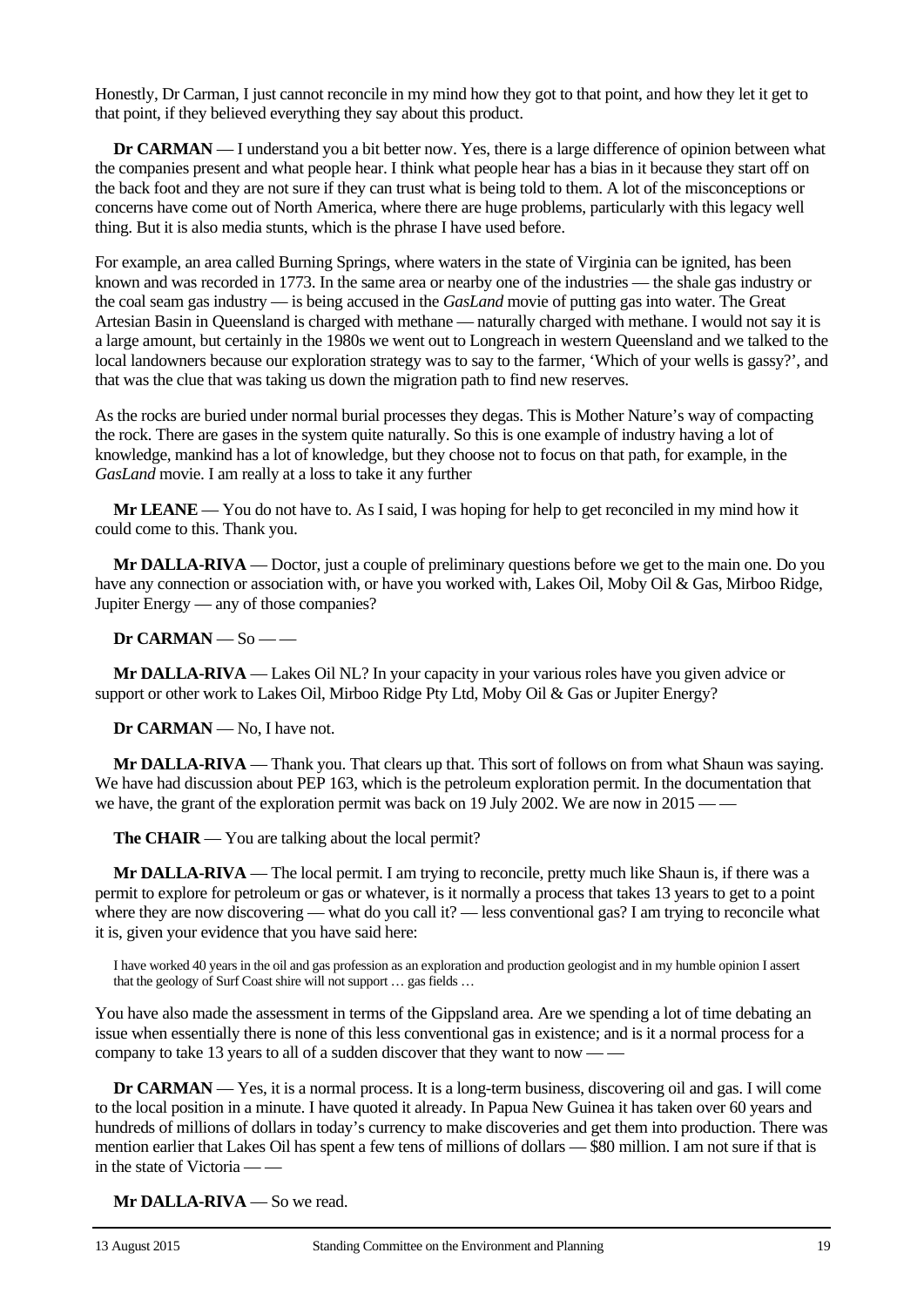Honestly, Dr Carman, I just cannot reconcile in my mind how they got to that point, and how they let it get to that point, if they believed everything they say about this product.

**Dr CARMAN** — I understand you a bit better now. Yes, there is a large difference of opinion between what the companies present and what people hear. I think what people hear has a bias in it because they start off on the back foot and they are not sure if they can trust what is being told to them. A lot of the misconceptions or concerns have come out of North America, where there are huge problems, particularly with this legacy well thing. But it is also media stunts, which is the phrase I have used before.

For example, an area called Burning Springs, where waters in the state of Virginia can be ignited, has been known and was recorded in 1773. In the same area or nearby one of the industries — the shale gas industry or the coal seam gas industry — is being accused in the *GasLand* movie of putting gas into water. The Great Artesian Basin in Queensland is charged with methane — naturally charged with methane. I would not say it is a large amount, but certainly in the 1980s we went out to Longreach in western Queensland and we talked to the local landowners because our exploration strategy was to say to the farmer, 'Which of your wells is gassy?', and that was the clue that was taking us down the migration path to find new reserves.

As the rocks are buried under normal burial processes they degas. This is Mother Nature's way of compacting the rock. There are gases in the system quite naturally. So this is one example of industry having a lot of knowledge, mankind has a lot of knowledge, but they choose not to focus on that path, for example, in the *GasLand* movie. I am really at a loss to take it any further

**Mr LEANE** — You do not have to. As I said, I was hoping for help to get reconciled in my mind how it could come to this. Thank you.

**Mr DALLA-RIVA** — Doctor, just a couple of preliminary questions before we get to the main one. Do you have any connection or association with, or have you worked with, Lakes Oil, Moby Oil & Gas, Mirboo Ridge, Jupiter Energy — any of those companies?

**Dr CARMAN** — So — —

**Mr DALLA-RIVA** — Lakes Oil NL? In your capacity in your various roles have you given advice or support or other work to Lakes Oil, Mirboo Ridge Pty Ltd, Moby Oil & Gas or Jupiter Energy?

**Dr CARMAN** — No, I have not.

**Mr DALLA-RIVA** — Thank you. That clears up that. This sort of follows on from what Shaun was saying. We have had discussion about PEP 163, which is the petroleum exploration permit. In the documentation that we have, the grant of the exploration permit was back on 19 July 2002. We are now in 2015 — —

**The CHAIR** — You are talking about the local permit?

**Mr DALLA-RIVA** — The local permit. I am trying to reconcile, pretty much like Shaun is, if there was a permit to explore for petroleum or gas or whatever, is it normally a process that takes 13 years to get to a point where they are now discovering — what do you call it? — less conventional gas? I am trying to reconcile what it is, given your evidence that you have said here:

> I have worked 40 years in the oil and gas profession as an exploration and production geologist and in my humble opinion I assert that the geology of Surf Coast shire will not support … gas fields …

You have also made the assessment in terms of the Gippsland area. Are we spending a lot of time debating an issue when essentially there is none of this less conventional gas in existence; and is it a normal process for a company to take 13 years to all of a sudden discover that they want to now — —

**Dr CARMAN** — Yes, it is a normal process. It is a long-term business, discovering oil and gas. I will come to the local position in a minute. I have quoted it already. In Papua New Guinea it has taken over 60 years and hundreds of millions of dollars in today's currency to make discoveries and get them into production. There was mention earlier that Lakes Oil has spent a few tens of millions of dollars — $80 million. I am not sure if that is in the state of Victoria — —

**Mr DALLA-RIVA** — So we read.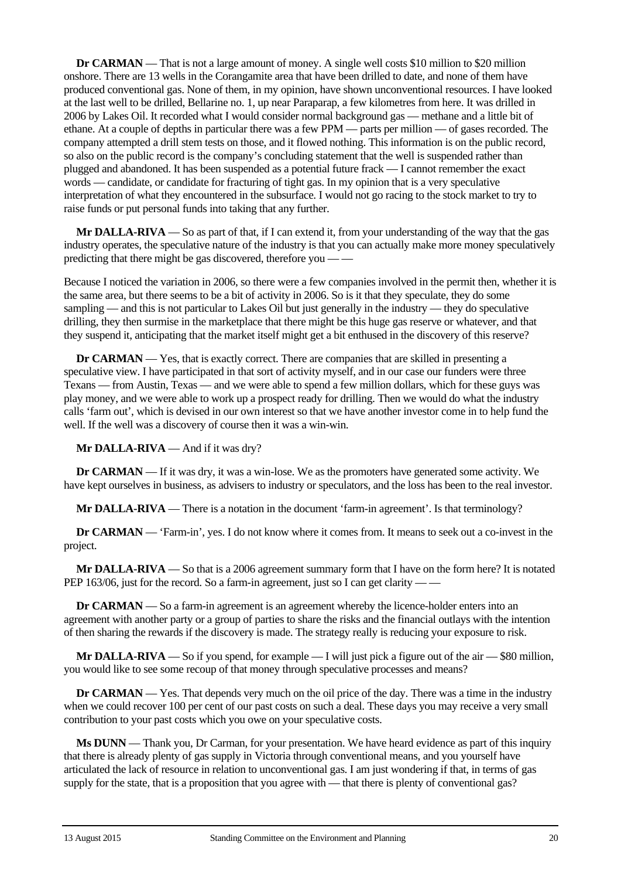**Dr CARMAN** — That is not a large amount of money. A single well costs $10 million to $20 million onshore. There are 13 wells in the Corangamite area that have been drilled to date, and none of them have produced conventional gas. None of them, in my opinion, have shown unconventional resources. I have looked at the last well to be drilled, Bellarine no. 1, up near Paraparap, a few kilometres from here. It was drilled in 2006 by Lakes Oil. It recorded what I would consider normal background gas — methane and a little bit of ethane. At a couple of depths in particular there was a few PPM — parts per million — of gases recorded. The company attempted a drill stem tests on those, and it flowed nothing. This information is on the public record, so also on the public record is the company's concluding statement that the well is suspended rather than plugged and abandoned. It has been suspended as a potential future frack — I cannot remember the exact words — candidate, or candidate for fracturing of tight gas. In my opinion that is a very speculative interpretation of what they encountered in the subsurface. I would not go racing to the stock market to try to raise funds or put personal funds into taking that any further.

**Mr DALLA-RIVA** — So as part of that, if I can extend it, from your understanding of the way that the gas industry operates, the speculative nature of the industry is that you can actually make more money speculatively predicting that there might be gas discovered, therefore you — —

Because I noticed the variation in 2006, so there were a few companies involved in the permit then, whether it is the same area, but there seems to be a bit of activity in 2006. So is it that they speculate, they do some sampling — and this is not particular to Lakes Oil but just generally in the industry — they do speculative drilling, they then surmise in the marketplace that there might be this huge gas reserve or whatever, and that they suspend it, anticipating that the market itself might get a bit enthused in the discovery of this reserve?

**Dr CARMAN** — Yes, that is exactly correct. There are companies that are skilled in presenting a speculative view. I have participated in that sort of activity myself, and in our case our funders were three Texans — from Austin, Texas — and we were able to spend a few million dollars, which for these guys was play money, and we were able to work up a prospect ready for drilling. Then we would do what the industry calls 'farm out', which is devised in our own interest so that we have another investor come in to help fund the well. If the well was a discovery of course then it was a win-win.

**Mr DALLA-RIVA** — And if it was dry?

**Dr CARMAN** — If it was dry, it was a win-lose. We as the promoters have generated some activity. We have kept ourselves in business, as advisers to industry or speculators, and the loss has been to the real investor.

**Mr DALLA-RIVA** — There is a notation in the document 'farm-in agreement'. Is that terminology?

**Dr CARMAN** — 'Farm-in', yes. I do not know where it comes from. It means to seek out a co-invest in the project.

**Mr DALLA-RIVA** — So that is a 2006 agreement summary form that I have on the form here? It is notated PEP 163/06, just for the record. So a farm-in agreement, just so I can get clarity — —

**Dr CARMAN** — So a farm-in agreement is an agreement whereby the licence-holder enters into an agreement with another party or a group of parties to share the risks and the financial outlays with the intention of then sharing the rewards if the discovery is made. The strategy really is reducing your exposure to risk.

**Mr DALLA-RIVA** — So if you spend, for example — I will just pick a figure out of the air — $80 million, you would like to see some recoup of that money through speculative processes and means?

**Dr CARMAN** — Yes. That depends very much on the oil price of the day. There was a time in the industry when we could recover 100 per cent of our past costs on such a deal. These days you may receive a very small contribution to your past costs which you owe on your speculative costs.

**Ms DUNN** — Thank you, Dr Carman, for your presentation. We have heard evidence as part of this inquiry that there is already plenty of gas supply in Victoria through conventional means, and you yourself have articulated the lack of resource in relation to unconventional gas. I am just wondering if that, in terms of gas supply for the state, that is a proposition that you agree with — that there is plenty of conventional gas?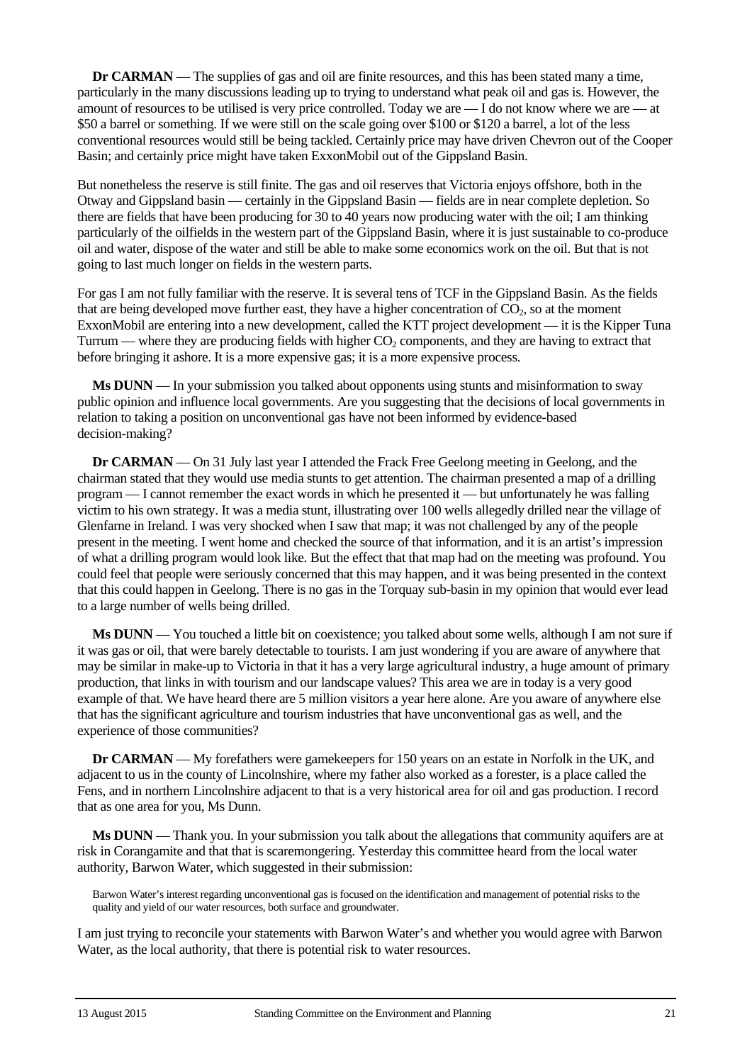**Dr CARMAN** — The supplies of gas and oil are finite resources, and this has been stated many a time, particularly in the many discussions leading up to trying to understand what peak oil and gas is. However, the amount of resources to be utilised is very price controlled. Today we are — I do not know where we are — at \$50 a barrel or something. If we were still on the scale going over \$100 or \$120 a barrel, a lot of the less conventional resources would still be being tackled. Certainly price may have driven Chevron out of the Cooper Basin; and certainly price might have taken ExxonMobil out of the Gippsland Basin.

But nonetheless the reserve is still finite. The gas and oil reserves that Victoria enjoys offshore, both in the Otway and Gippsland basin — certainly in the Gippsland Basin — fields are in near complete depletion. So there are fields that have been producing for 30 to 40 years now producing water with the oil; I am thinking particularly of the oilfields in the western part of the Gippsland Basin, where it is just sustainable to co-produce oil and water, dispose of the water and still be able to make some economics work on the oil. But that is not going to last much longer on fields in the western parts.

For gas I am not fully familiar with the reserve. It is several tens of TCF in the Gippsland Basin. As the fields that are being developed move further east, they have a higher concentration of $CO_2$, so at the moment ExxonMobil are entering into a new development, called the KTT project development — it is the Kipper Tuna Turrum — where they are producing fields with higher $CO_2$ components, and they are having to extract that before bringing it ashore. It is a more expensive gas; it is a more expensive process.

**Ms DUNN** — In your submission you talked about opponents using stunts and misinformation to sway public opinion and influence local governments. Are you suggesting that the decisions of local governments in relation to taking a position on unconventional gas have not been informed by evidence-based decision-making?

**Dr CARMAN** — On 31 July last year I attended the Frack Free Geelong meeting in Geelong, and the chairman stated that they would use media stunts to get attention. The chairman presented a map of a drilling program — I cannot remember the exact words in which he presented it — but unfortunately he was falling victim to his own strategy. It was a media stunt, illustrating over 100 wells allegedly drilled near the village of Glenfarne in Ireland. I was very shocked when I saw that map; it was not challenged by any of the people present in the meeting. I went home and checked the source of that information, and it is an artist's impression of what a drilling program would look like. But the effect that that map had on the meeting was profound. You could feel that people were seriously concerned that this may happen, and it was being presented in the context that this could happen in Geelong. There is no gas in the Torquay sub-basin in my opinion that would ever lead to a large number of wells being drilled.

**Ms DUNN** — You touched a little bit on coexistence; you talked about some wells, although I am not sure if it was gas or oil, that were barely detectable to tourists. I am just wondering if you are aware of anywhere that may be similar in make-up to Victoria in that it has a very large agricultural industry, a huge amount of primary production, that links in with tourism and our landscape values? This area we are in today is a very good example of that. We have heard there are 5 million visitors a year here alone. Are you aware of anywhere else that has the significant agriculture and tourism industries that have unconventional gas as well, and the experience of those communities?

**Dr CARMAN** — My forefathers were gamekeepers for 150 years on an estate in Norfolk in the UK, and adjacent to us in the county of Lincolnshire, where my father also worked as a forester, is a place called the Fens, and in northern Lincolnshire adjacent to that is a very historical area for oil and gas production. I record that as one area for you, Ms Dunn.

**Ms DUNN** — Thank you. In your submission you talk about the allegations that community aquifers are at risk in Corangamite and that that is scaremongering. Yesterday this committee heard from the local water authority, Barwon Water, which suggested in their submission:

> Barwon Water's interest regarding unconventional gas is focused on the identification and management of potential risks to the quality and yield of our water resources, both surface and groundwater.

I am just trying to reconcile your statements with Barwon Water's and whether you would agree with Barwon Water, as the local authority, that there is potential risk to water resources.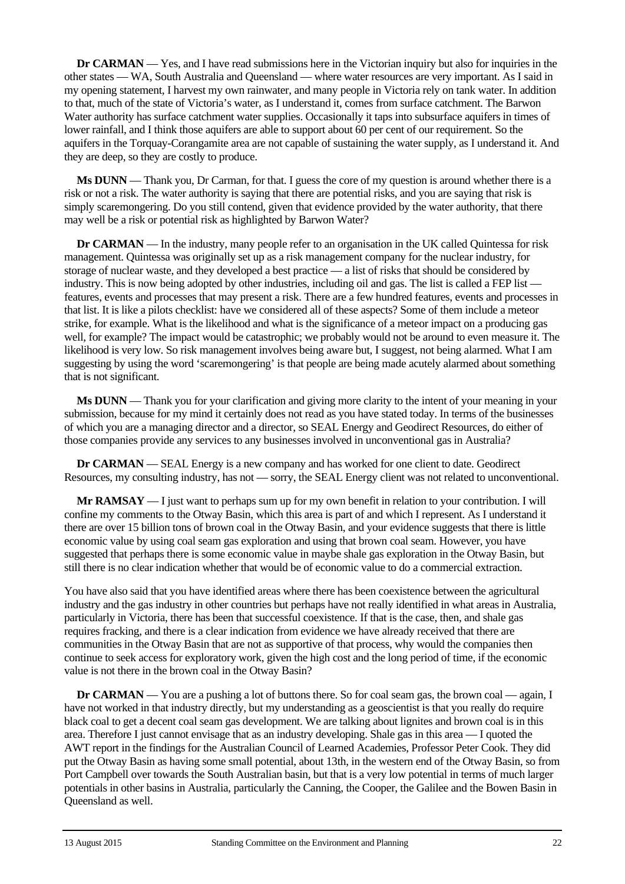**Dr CARMAN** — Yes, and I have read submissions here in the Victorian inquiry but also for inquiries in the other states — WA, South Australia and Queensland — where water resources are very important. As I said in my opening statement, I harvest my own rainwater, and many people in Victoria rely on tank water. In addition to that, much of the state of Victoria's water, as I understand it, comes from surface catchment. The Barwon Water authority has surface catchment water supplies. Occasionally it taps into subsurface aquifers in times of lower rainfall, and I think those aquifers are able to support about 60 per cent of our requirement. So the aquifers in the Torquay-Corangamite area are not capable of sustaining the water supply, as I understand it. And they are deep, so they are costly to produce.

**Ms DUNN** — Thank you, Dr Carman, for that. I guess the core of my question is around whether there is a risk or not a risk. The water authority is saying that there are potential risks, and you are saying that risk is simply scaremongering. Do you still contend, given that evidence provided by the water authority, that there may well be a risk or potential risk as highlighted by Barwon Water?

**Dr CARMAN** — In the industry, many people refer to an organisation in the UK called Quintessa for risk management. Quintessa was originally set up as a risk management company for the nuclear industry, for storage of nuclear waste, and they developed a best practice — a list of risks that should be considered by industry. This is now being adopted by other industries, including oil and gas. The list is called a FEP list — features, events and processes that may present a risk. There are a few hundred features, events and processes in that list. It is like a pilots checklist: have we considered all of these aspects? Some of them include a meteor strike, for example. What is the likelihood and what is the significance of a meteor impact on a producing gas well, for example? The impact would be catastrophic; we probably would not be around to even measure it. The likelihood is very low. So risk management involves being aware but, I suggest, not being alarmed. What I am suggesting by using the word 'scaremongering' is that people are being made acutely alarmed about something that is not significant.

**Ms DUNN** — Thank you for your clarification and giving more clarity to the intent of your meaning in your submission, because for my mind it certainly does not read as you have stated today. In terms of the businesses of which you are a managing director and a director, so SEAL Energy and Geodirect Resources, do either of those companies provide any services to any businesses involved in unconventional gas in Australia?

**Dr CARMAN** — SEAL Energy is a new company and has worked for one client to date. Geodirect Resources, my consulting industry, has not — sorry, the SEAL Energy client was not related to unconventional.

**Mr RAMSAY** — I just want to perhaps sum up for my own benefit in relation to your contribution. I will confine my comments to the Otway Basin, which this area is part of and which I represent. As I understand it there are over 15 billion tons of brown coal in the Otway Basin, and your evidence suggests that there is little economic value by using coal seam gas exploration and using that brown coal seam. However, you have suggested that perhaps there is some economic value in maybe shale gas exploration in the Otway Basin, but still there is no clear indication whether that would be of economic value to do a commercial extraction.

You have also said that you have identified areas where there has been coexistence between the agricultural industry and the gas industry in other countries but perhaps have not really identified in what areas in Australia, particularly in Victoria, there has been that successful coexistence. If that is the case, then, and shale gas requires fracking, and there is a clear indication from evidence we have already received that there are communities in the Otway Basin that are not as supportive of that process, why would the companies then continue to seek access for exploratory work, given the high cost and the long period of time, if the economic value is not there in the brown coal in the Otway Basin?

**Dr CARMAN** — You are a pushing a lot of buttons there. So for coal seam gas, the brown coal — again, I have not worked in that industry directly, but my understanding as a geoscientist is that you really do require black coal to get a decent coal seam gas development. We are talking about lignites and brown coal is in this area. Therefore I just cannot envisage that as an industry developing. Shale gas in this area — I quoted the AWT report in the findings for the Australian Council of Learned Academies, Professor Peter Cook. They did put the Otway Basin as having some small potential, about 13th, in the western end of the Otway Basin, so from Port Campbell over towards the South Australian basin, but that is a very low potential in terms of much larger potentials in other basins in Australia, particularly the Canning, the Cooper, the Galilee and the Bowen Basin in Queensland as well.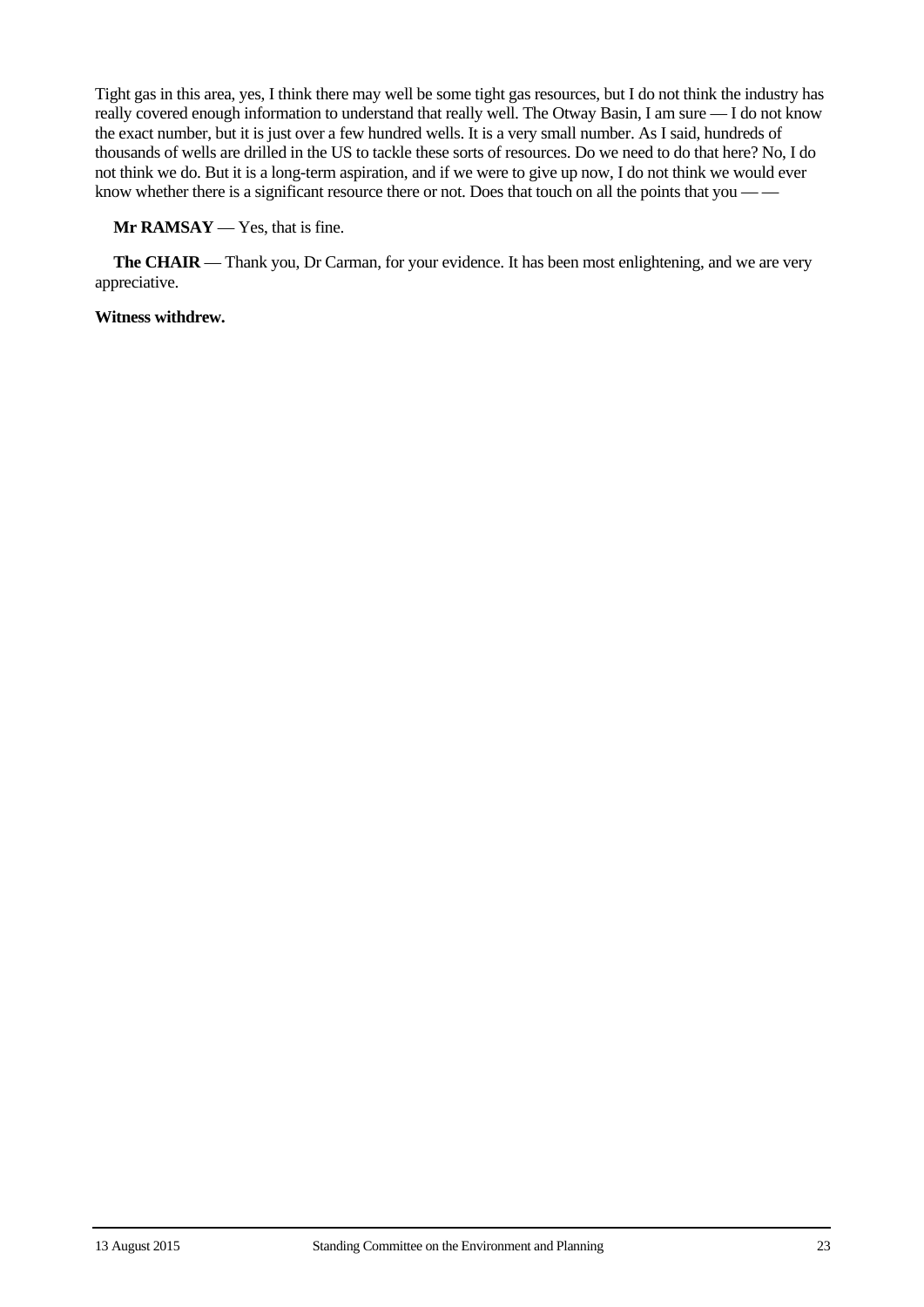Tight gas in this area, yes, I think there may well be some tight gas resources, but I do not think the industry has really covered enough information to understand that really well. The Otway Basin, I am sure — I do not know the exact number, but it is just over a few hundred wells. It is a very small number. As I said, hundreds of thousands of wells are drilled in the US to tackle these sorts of resources. Do we need to do that here? No, I do not think we do. But it is a long-term aspiration, and if we were to give up now, I do not think we would ever know whether there is a significant resource there or not. Does that touch on all the points that you — —

**Mr RAMSAY** — Yes, that is fine.

**The CHAIR** — Thank you, Dr Carman, for your evidence. It has been most enlightening, and we are very appreciative.

**Witness withdrew.**